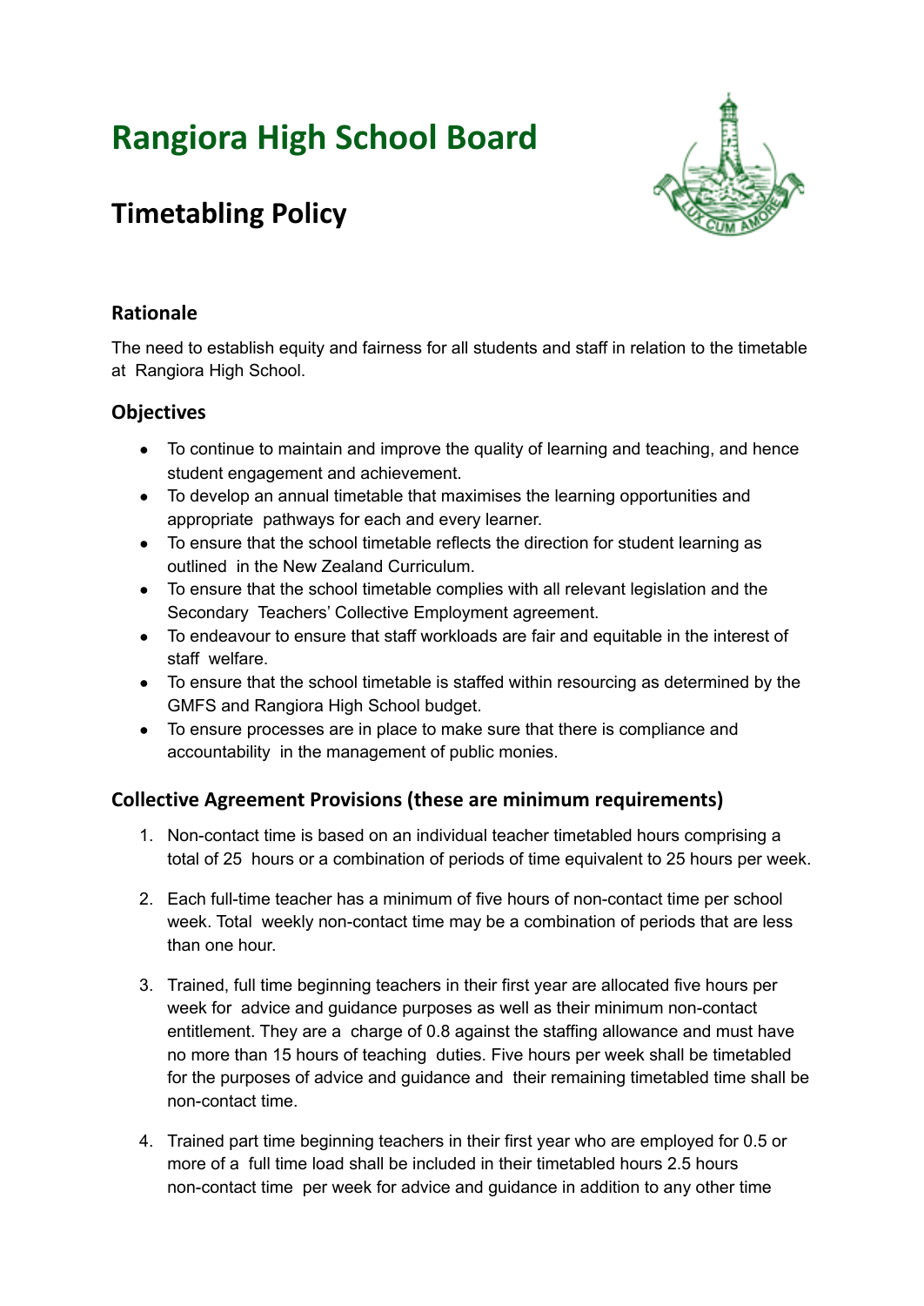# Rangiora High School Board

## Timetabling Policy

### Rationale

The need to establish equity and fairness for all students and staff in relation to the timetable at Rangiora High School.

### Objectives

- To continue to maintain and improve the quality of learning and teaching, and hence student engagement and achievement.
- To develop an annual timetable that maximises the learning opportunities and appropriate pathways for each and every learner.
- To ensure that the school timetable reflects the direction for student learning as outlined in the New Zealand Curriculum.
- To ensure that the school timetable complies with all relevant legislation and the Secondary Teachers' Collective Employment agreement.
- To endeavour to ensure that staff workloads are fair and equitable in the interest of staff welfare.
- To ensure that the school timetable is staffed within resourcing as determined by the GMFS and Rangiora High School budget.
- To ensure processes are in place to make sure that there is compliance and accountability in the management of public monies.

### Collective Agreement Provisions (these are minimum requirements)

1. Non-contact time is based on an individual teacher timetabled hours comprising a total of 25 hours or a combination of periods of time equivalent to 25 hours per week.

2. Each full-time teacher has a minimum of five hours of non-contact time per school week. Total weekly non-contact time may be a combination of periods that are less than one hour.

3. Trained, full time beginning teachers in their first year are allocated five hours per week for advice and guidance purposes as well as their minimum non-contact entitlement. They are a charge of 0.8 against the staffing allowance and must have no more than 15 hours of teaching duties. Five hours per week shall be timetabled for the purposes of advice and guidance and their remaining timetabled time shall be non-contact time.

4. Trained part time beginning teachers in their first year who are employed for 0.5 or more of a full time load shall be included in their timetabled hours 2.5 hours non-contact time per week for advice and guidance in addition to any other time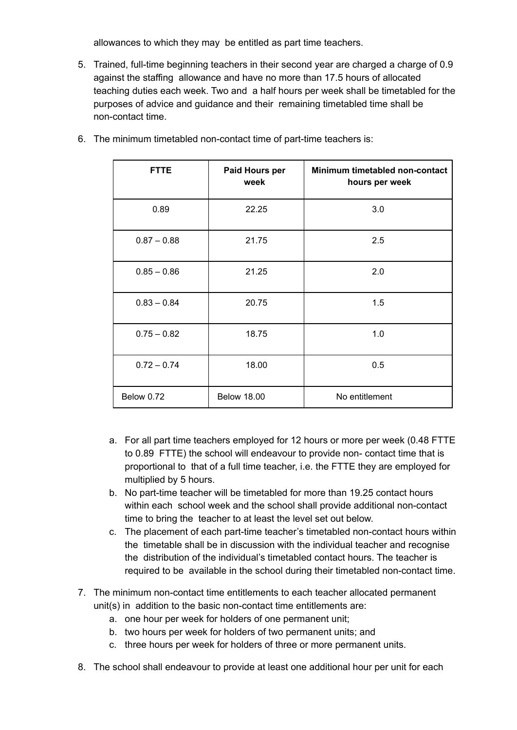allowances to which they may be entitled as part time teachers.

5. Trained, full-time beginning teachers in their second year are charged a charge of 0.9 against the staffing allowance and have no more than 17.5 hours of allocated teaching duties each week. Two and a half hours per week shall be timetabled for the purposes of advice and guidance and their remaining timetabled time shall be non-contact time.

6. The minimum timetabled non-contact time of part-time teachers is:

| FTTE | Paid Hours per week | Minimum timetabled non-contact hours per week |
|---|---|---|
| 0.89 | 22.25 | 3.0 |
| 0.87 – 0.88 | 21.75 | 2.5 |
| 0.85 – 0.86 | 21.25 | 2.0 |
| 0.83 – 0.84 | 20.75 | 1.5 |
| 0.75 – 0.82 | 18.75 | 1.0 |
| 0.72 – 0.74 | 18.00 | 0.5 |
| Below 0.72 | Below 18.00 | No entitlement |

   a. For all part time teachers employed for 12 hours or more per week (0.48 FTTE to 0.89 FTTE) the school will endeavour to provide non- contact time that is proportional to that of a full time teacher, i.e. the FTTE they are employed for multiplied by 5 hours.
   b. No part-time teacher will be timetabled for more than 19.25 contact hours within each school week and the school shall provide additional non-contact time to bring the teacher to at least the level set out below.
   c. The placement of each part-time teacher's timetabled non-contact hours within the timetable shall be in discussion with the individual teacher and recognise the distribution of the individual's timetabled contact hours. The teacher is required to be available in the school during their timetabled non-contact time.

7. The minimum non-contact time entitlements to each teacher allocated permanent unit(s) in addition to the basic non-contact time entitlements are:
   a. one hour per week for holders of one permanent unit;
   b. two hours per week for holders of two permanent units; and
   c. three hours per week for holders of three or more permanent units.

8. The school shall endeavour to provide at least one additional hour per unit for each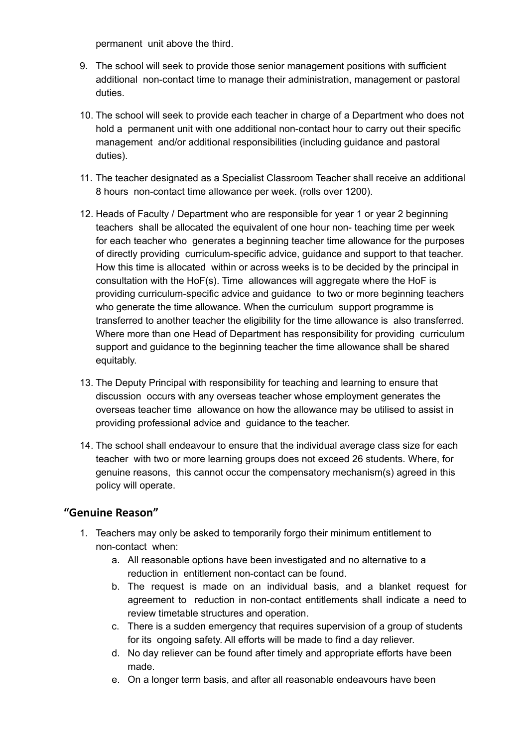permanent unit above the third.

9. The school will seek to provide those senior management positions with sufficient additional non-contact time to manage their administration, management or pastoral duties.
10. The school will seek to provide each teacher in charge of a Department who does not hold a permanent unit with one additional non-contact hour to carry out their specific management and/or additional responsibilities (including guidance and pastoral duties).
11. The teacher designated as a Specialist Classroom Teacher shall receive an additional 8 hours non-contact time allowance per week. (rolls over 1200).
12. Heads of Faculty / Department who are responsible for year 1 or year 2 beginning teachers shall be allocated the equivalent of one hour non- teaching time per week for each teacher who generates a beginning teacher time allowance for the purposes of directly providing curriculum-specific advice, guidance and support to that teacher. How this time is allocated within or across weeks is to be decided by the principal in consultation with the HoF(s). Time allowances will aggregate where the HoF is providing curriculum-specific advice and guidance to two or more beginning teachers who generate the time allowance. When the curriculum support programme is transferred to another teacher the eligibility for the time allowance is also transferred. Where more than one Head of Department has responsibility for providing curriculum support and guidance to the beginning teacher the time allowance shall be shared equitably.
13. The Deputy Principal with responsibility for teaching and learning to ensure that discussion occurs with any overseas teacher whose employment generates the overseas teacher time allowance on how the allowance may be utilised to assist in providing professional advice and guidance to the teacher.
14. The school shall endeavour to ensure that the individual average class size for each teacher with two or more learning groups does not exceed 26 students. Where, for genuine reasons, this cannot occur the compensatory mechanism(s) agreed in this policy will operate.

## “Genuine Reason”

1. Teachers may only be asked to temporarily forgo their minimum entitlement to non-contact when:
   a. All reasonable options have been investigated and no alternative to a reduction in entitlement non-contact can be found.
   b. The request is made on an individual basis, and a blanket request for agreement to reduction in non-contact entitlements shall indicate a need to review timetable structures and operation.
   c. There is a sudden emergency that requires supervision of a group of students for its ongoing safety. All efforts will be made to find a day reliever.
   d. No day reliever can be found after timely and appropriate efforts have been made.
   e. On a longer term basis, and after all reasonable endeavours have been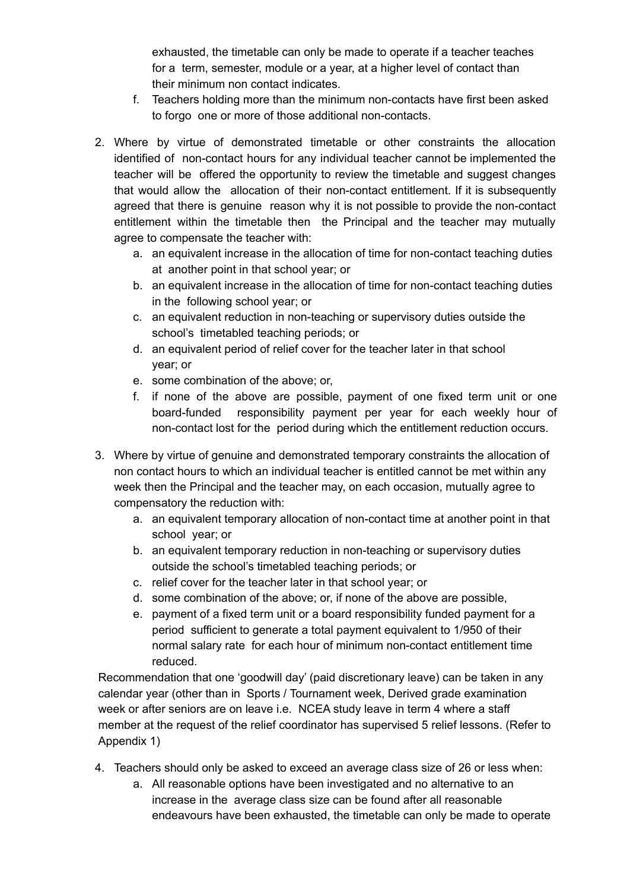exhausted, the timetable can only be made to operate if a teacher teaches for a term, semester, module or a year, at a higher level of contact than their minimum non contact indicates.

f. Teachers holding more than the minimum non-contacts have first been asked to forgo one or more of those additional non-contacts.

2. Where by virtue of demonstrated timetable or other constraints the allocation identified of non-contact hours for any individual teacher cannot be implemented the teacher will be offered the opportunity to review the timetable and suggest changes that would allow the allocation of their non-contact entitlement. If it is subsequently agreed that there is genuine reason why it is not possible to provide the non-contact entitlement within the timetable then the Principal and the teacher may mutually agree to compensate the teacher with:
   a. an equivalent increase in the allocation of time for non-contact teaching duties at another point in that school year; or
   b. an equivalent increase in the allocation of time for non-contact teaching duties in the following school year; or
   c. an equivalent reduction in non-teaching or supervisory duties outside the school's timetabled teaching periods; or
   d. an equivalent period of relief cover for the teacher later in that school year; or
   e. some combination of the above; or,
   f. if none of the above are possible, payment of one fixed term unit or one board-funded responsibility payment per year for each weekly hour of non-contact lost for the period during which the entitlement reduction occurs.

3. Where by virtue of genuine and demonstrated temporary constraints the allocation of non contact hours to which an individual teacher is entitled cannot be met within any week then the Principal and the teacher may, on each occasion, mutually agree to compensatory the reduction with:
   a. an equivalent temporary allocation of non-contact time at another point in that school year; or
   b. an equivalent temporary reduction in non-teaching or supervisory duties outside the school's timetabled teaching periods; or
   c. relief cover for the teacher later in that school year; or
   d. some combination of the above; or, if none of the above are possible,
   e. payment of a fixed term unit or a board responsibility funded payment for a period sufficient to generate a total payment equivalent to 1/950 of their normal salary rate for each hour of minimum non-contact entitlement time reduced.

Recommendation that one 'goodwill day' (paid discretionary leave) can be taken in any calendar year (other than in Sports / Tournament week, Derived grade examination week or after seniors are on leave i.e. NCEA study leave in term 4 where a staff member at the request of the relief coordinator has supervised 5 relief lessons. (Refer to Appendix 1)

4. Teachers should only be asked to exceed an average class size of 26 or less when:
   a. All reasonable options have been investigated and no alternative to an increase in the average class size can be found after all reasonable endeavours have been exhausted, the timetable can only be made to operate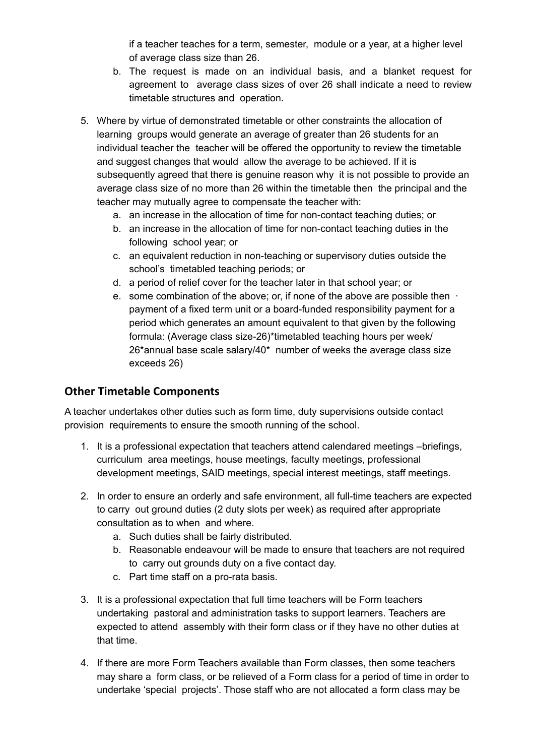if a teacher teaches for a term, semester, module or a year, at a higher level of average class size than 26.

   b. The request is made on an individual basis, and a blanket request for agreement to average class sizes of over 26 shall indicate a need to review timetable structures and operation.

5. Where by virtue of demonstrated timetable or other constraints the allocation of learning groups would generate an average of greater than 26 students for an individual teacher the teacher will be offered the opportunity to review the timetable and suggest changes that would allow the average to be achieved. If it is subsequently agreed that there is genuine reason why it is not possible to provide an average class size of no more than 26 within the timetable then the principal and the teacher may mutually agree to compensate the teacher with:
   a. an increase in the allocation of time for non-contact teaching duties; or
   b. an increase in the allocation of time for non-contact teaching duties in the following school year; or
   c. an equivalent reduction in non-teaching or supervisory duties outside the school's timetabled teaching periods; or
   d. a period of relief cover for the teacher later in that school year; or
   e. some combination of the above; or, if none of the above are possible then · payment of a fixed term unit or a board-funded responsibility payment for a period which generates an amount equivalent to that given by the following formula: (Average class size-26)*timetabled teaching hours per week/ 26*annual base scale salary/40* number of weeks the average class size exceeds 26)

## Other Timetable Components

A teacher undertakes other duties such as form time, duty supervisions outside contact provision requirements to ensure the smooth running of the school.

1. It is a professional expectation that teachers attend calendared meetings –briefings, curriculum area meetings, house meetings, faculty meetings, professional development meetings, SAID meetings, special interest meetings, staff meetings.

2. In order to ensure an orderly and safe environment, all full-time teachers are expected to carry out ground duties (2 duty slots per week) as required after appropriate consultation as to when and where.
   a. Such duties shall be fairly distributed.
   b. Reasonable endeavour will be made to ensure that teachers are not required to carry out grounds duty on a five contact day.
   c. Part time staff on a pro-rata basis.

3. It is a professional expectation that full time teachers will be Form teachers undertaking pastoral and administration tasks to support learners. Teachers are expected to attend assembly with their form class or if they have no other duties at that time.

4. If there are more Form Teachers available than Form classes, then some teachers may share a form class, or be relieved of a Form class for a period of time in order to undertake 'special projects'. Those staff who are not allocated a form class may be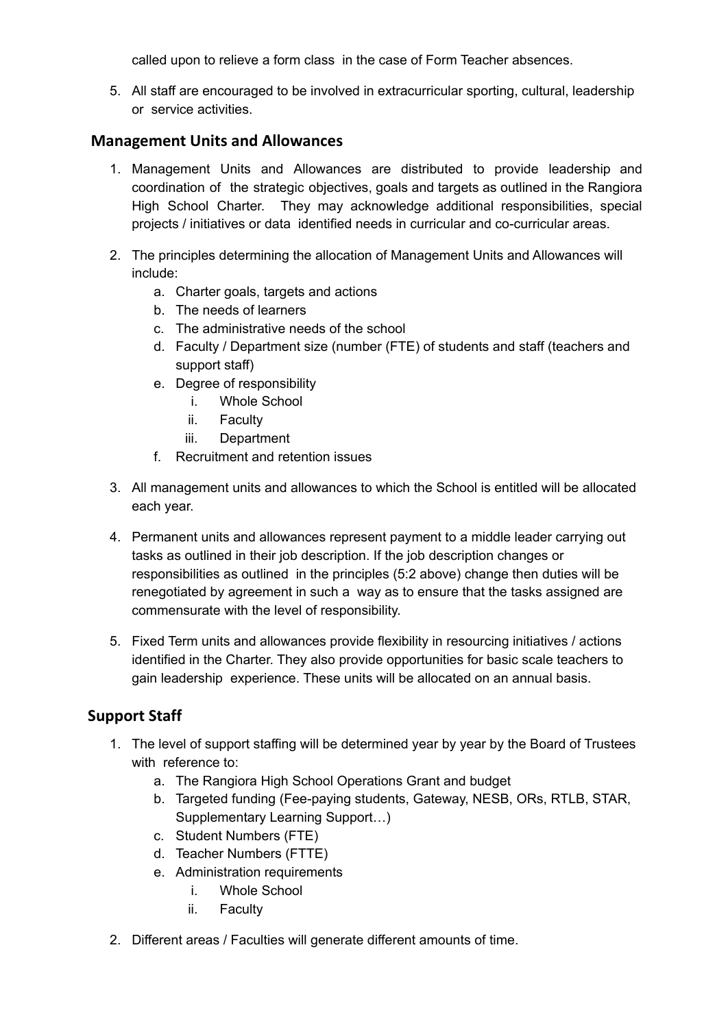called upon to relieve a form class in the case of Form Teacher absences.

5. All staff are encouraged to be involved in extracurricular sporting, cultural, leadership or service activities.

## Management Units and Allowances

1. Management Units and Allowances are distributed to provide leadership and coordination of the strategic objectives, goals and targets as outlined in the Rangiora High School Charter. They may acknowledge additional responsibilities, special projects / initiatives or data identified needs in curricular and co-curricular areas.

2. The principles determining the allocation of Management Units and Allowances will include:
   a. Charter goals, targets and actions
   b. The needs of learners
   c. The administrative needs of the school
   d. Faculty / Department size (number (FTE) of students and staff (teachers and support staff)
   e. Degree of responsibility
      i. Whole School
      ii. Faculty
      iii. Department
   f. Recruitment and retention issues

3. All management units and allowances to which the School is entitled will be allocated each year.

4. Permanent units and allowances represent payment to a middle leader carrying out tasks as outlined in their job description. If the job description changes or responsibilities as outlined in the principles (5:2 above) change then duties will be renegotiated by agreement in such a way as to ensure that the tasks assigned are commensurate with the level of responsibility.

5. Fixed Term units and allowances provide flexibility in resourcing initiatives / actions identified in the Charter. They also provide opportunities for basic scale teachers to gain leadership experience. These units will be allocated on an annual basis.

## Support Staff

1. The level of support staffing will be determined year by year by the Board of Trustees with reference to:
   a. The Rangiora High School Operations Grant and budget
   b. Targeted funding (Fee-paying students, Gateway, NESB, ORs, RTLB, STAR, Supplementary Learning Support…)
   c. Student Numbers (FTE)
   d. Teacher Numbers (FTTE)
   e. Administration requirements
      i. Whole School
      ii. Faculty

2. Different areas / Faculties will generate different amounts of time.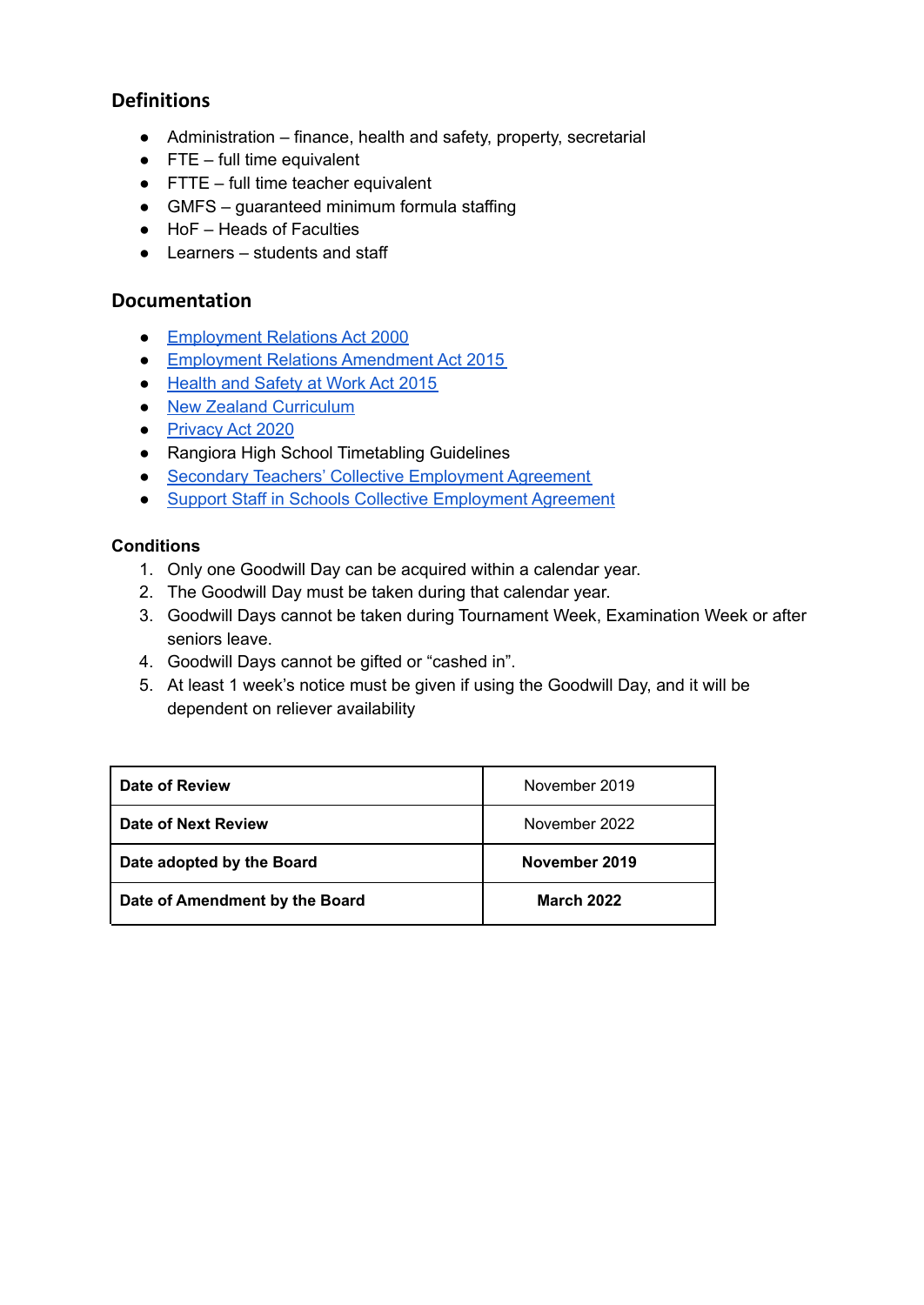## Definitions

- Administration – finance, health and safety, property, secretarial
- FTE – full time equivalent
- FTTE – full time teacher equivalent
- GMFS – guaranteed minimum formula staffing
- HoF – Heads of Faculties
- Learners – students and staff

## Documentation

- Employment Relations Act 2000
- Employment Relations Amendment Act 2015
- Health and Safety at Work Act 2015
- New Zealand Curriculum
- Privacy Act 2020
- Rangiora High School Timetabling Guidelines
- Secondary Teachers' Collective Employment Agreement
- Support Staff in Schools Collective Employment Agreement

**Conditions**

1. Only one Goodwill Day can be acquired within a calendar year.
2. The Goodwill Day must be taken during that calendar year.
3. Goodwill Days cannot be taken during Tournament Week, Examination Week or after seniors leave.
4. Goodwill Days cannot be gifted or "cashed in".
5. At least 1 week's notice must be given if using the Goodwill Day, and it will be dependent on reliever availability

| | |
|---|---|
| **Date of Review** | November 2019 |
| **Date of Next Review** | November 2022 |
| **Date adopted by the Board** | **November 2019** |
| **Date of Amendment by the Board** | **March 2022** |